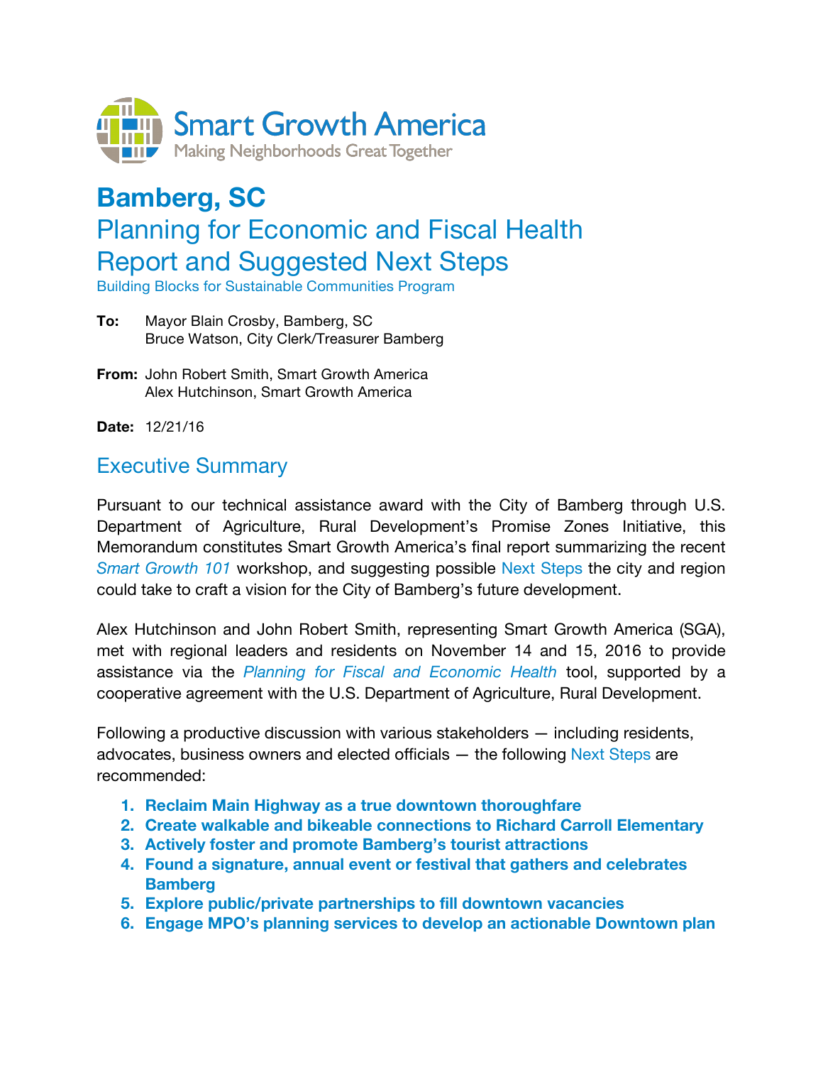Smart Growth America
Making Neighborhoods Great Together

# Bamberg, SC

## Planning for Economic and Fiscal Health Report and Suggested Next Steps

Building Blocks for Sustainable Communities Program

**To:** Mayor Blain Crosby, Bamberg, SC
Bruce Watson, City Clerk/Treasurer Bamberg

**From:** John Robert Smith, Smart Growth America
Alex Hutchinson, Smart Growth America

**Date:** 12/21/16

## Executive Summary

Pursuant to our technical assistance award with the City of Bamberg through U.S. Department of Agriculture, Rural Development's Promise Zones Initiative, this Memorandum constitutes Smart Growth America's final report summarizing the recent *Smart Growth 101* workshop, and suggesting possible Next Steps the city and region could take to craft a vision for the City of Bamberg's future development.

Alex Hutchinson and John Robert Smith, representing Smart Growth America (SGA), met with regional leaders and residents on November 14 and 15, 2016 to provide assistance via the *Planning for Fiscal and Economic Health* tool, supported by a cooperative agreement with the U.S. Department of Agriculture, Rural Development.

Following a productive discussion with various stakeholders — including residents, advocates, business owners and elected officials — the following Next Steps are recommended:

1. **Reclaim Main Highway as a true downtown thoroughfare**
2. **Create walkable and bikeable connections to Richard Carroll Elementary**
3. **Actively foster and promote Bamberg's tourist attractions**
4. **Found a signature, annual event or festival that gathers and celebrates Bamberg**
5. **Explore public/private partnerships to fill downtown vacancies**
6. **Engage MPO's planning services to develop an actionable Downtown plan**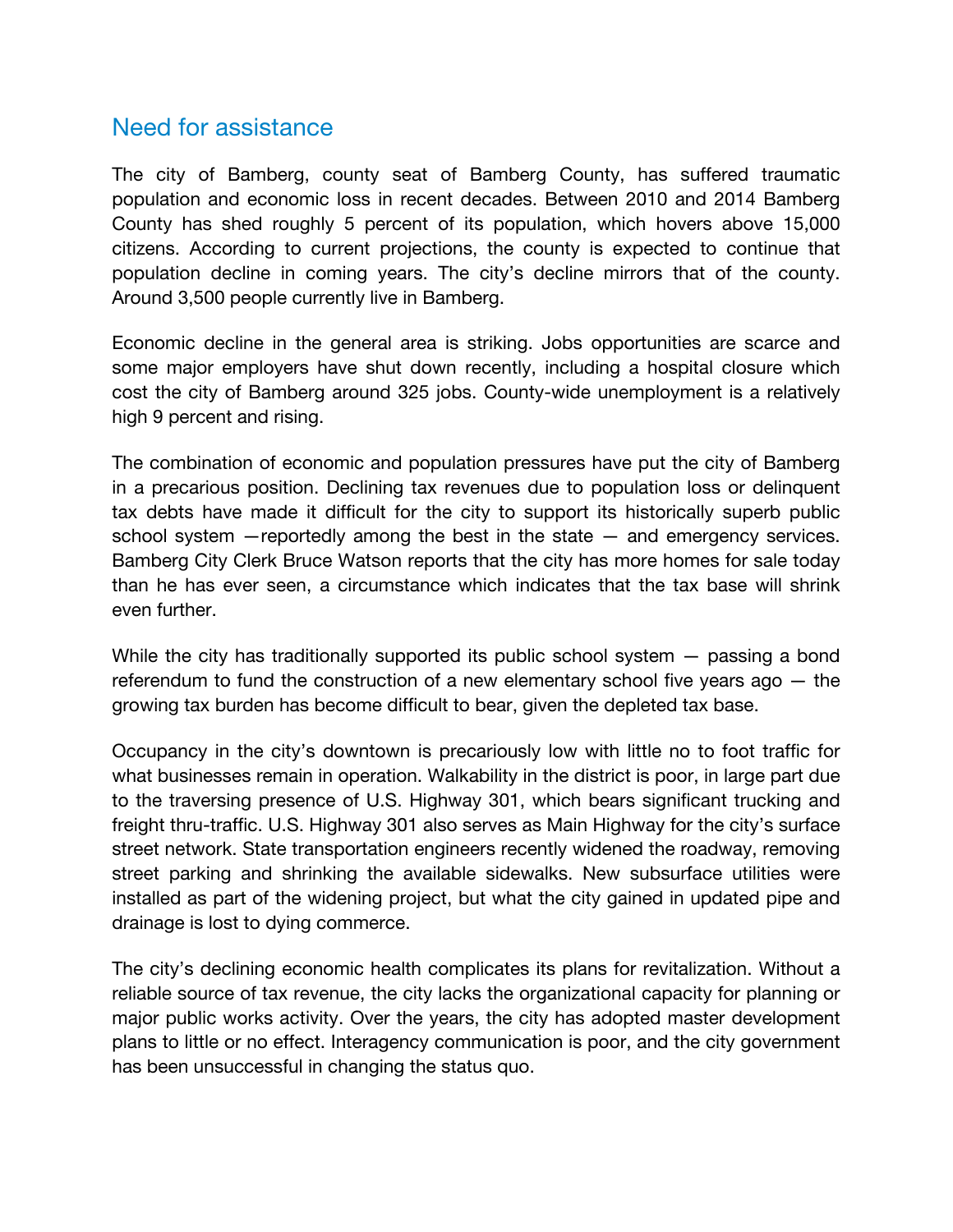## Need for assistance

The city of Bamberg, county seat of Bamberg County, has suffered traumatic population and economic loss in recent decades. Between 2010 and 2014 Bamberg County has shed roughly 5 percent of its population, which hovers above 15,000 citizens. According to current projections, the county is expected to continue that population decline in coming years. The city's decline mirrors that of the county. Around 3,500 people currently live in Bamberg.

Economic decline in the general area is striking. Jobs opportunities are scarce and some major employers have shut down recently, including a hospital closure which cost the city of Bamberg around 325 jobs. County-wide unemployment is a relatively high 9 percent and rising.

The combination of economic and population pressures have put the city of Bamberg in a precarious position. Declining tax revenues due to population loss or delinquent tax debts have made it difficult for the city to support its historically superb public school system —reportedly among the best in the state — and emergency services. Bamberg City Clerk Bruce Watson reports that the city has more homes for sale today than he has ever seen, a circumstance which indicates that the tax base will shrink even further.

While the city has traditionally supported its public school system — passing a bond referendum to fund the construction of a new elementary school five years ago — the growing tax burden has become difficult to bear, given the depleted tax base.

Occupancy in the city's downtown is precariously low with little no to foot traffic for what businesses remain in operation. Walkability in the district is poor, in large part due to the traversing presence of U.S. Highway 301, which bears significant trucking and freight thru-traffic. U.S. Highway 301 also serves as Main Highway for the city's surface street network. State transportation engineers recently widened the roadway, removing street parking and shrinking the available sidewalks. New subsurface utilities were installed as part of the widening project, but what the city gained in updated pipe and drainage is lost to dying commerce.

The city's declining economic health complicates its plans for revitalization. Without a reliable source of tax revenue, the city lacks the organizational capacity for planning or major public works activity. Over the years, the city has adopted master development plans to little or no effect. Interagency communication is poor, and the city government has been unsuccessful in changing the status quo.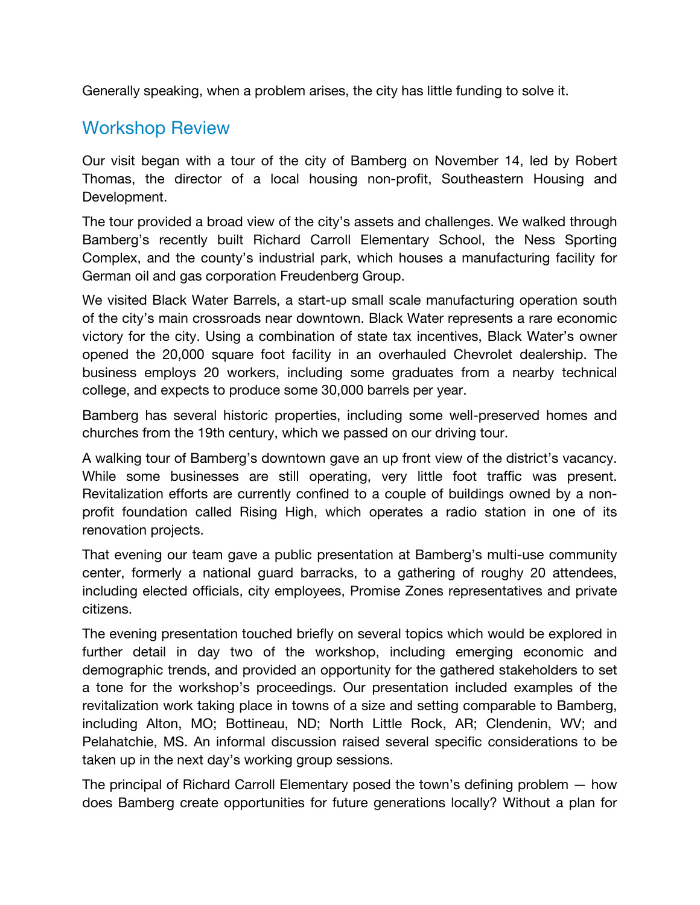Generally speaking, when a problem arises, the city has little funding to solve it.

## Workshop Review

Our visit began with a tour of the city of Bamberg on November 14, led by Robert Thomas, the director of a local housing non-profit, Southeastern Housing and Development.

The tour provided a broad view of the city's assets and challenges. We walked through Bamberg's recently built Richard Carroll Elementary School, the Ness Sporting Complex, and the county's industrial park, which houses a manufacturing facility for German oil and gas corporation Freudenberg Group.

We visited Black Water Barrels, a start-up small scale manufacturing operation south of the city's main crossroads near downtown. Black Water represents a rare economic victory for the city. Using a combination of state tax incentives, Black Water's owner opened the 20,000 square foot facility in an overhauled Chevrolet dealership. The business employs 20 workers, including some graduates from a nearby technical college, and expects to produce some 30,000 barrels per year.

Bamberg has several historic properties, including some well-preserved homes and churches from the 19th century, which we passed on our driving tour.

A walking tour of Bamberg's downtown gave an up front view of the district's vacancy. While some businesses are still operating, very little foot traffic was present. Revitalization efforts are currently confined to a couple of buildings owned by a non-profit foundation called Rising High, which operates a radio station in one of its renovation projects.

That evening our team gave a public presentation at Bamberg's multi-use community center, formerly a national guard barracks, to a gathering of roughy 20 attendees, including elected officials, city employees, Promise Zones representatives and private citizens.

The evening presentation touched briefly on several topics which would be explored in further detail in day two of the workshop, including emerging economic and demographic trends, and provided an opportunity for the gathered stakeholders to set a tone for the workshop's proceedings. Our presentation included examples of the revitalization work taking place in towns of a size and setting comparable to Bamberg, including Alton, MO; Bottineau, ND; North Little Rock, AR; Clendenin, WV; and Pelahatchie, MS. An informal discussion raised several specific considerations to be taken up in the next day's working group sessions.

The principal of Richard Carroll Elementary posed the town's defining problem — how does Bamberg create opportunities for future generations locally? Without a plan for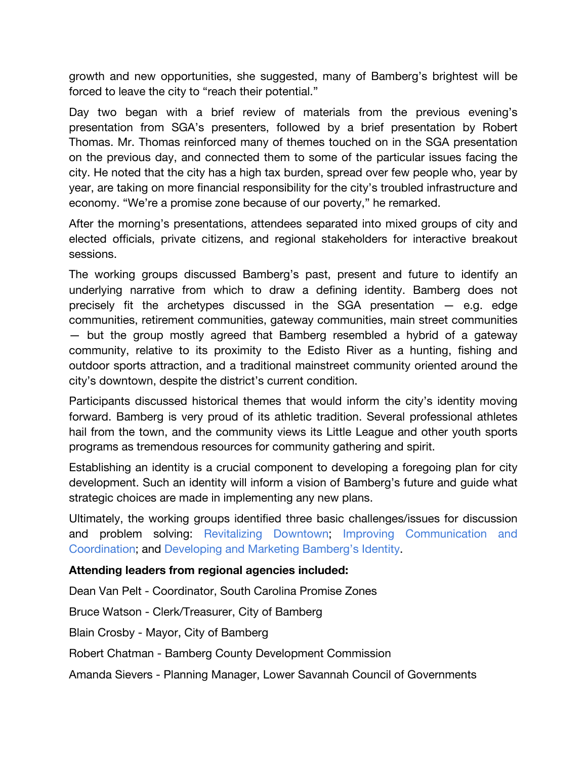growth and new opportunities, she suggested, many of Bamberg's brightest will be forced to leave the city to "reach their potential."

Day two began with a brief review of materials from the previous evening's presentation from SGA's presenters, followed by a brief presentation by Robert Thomas. Mr. Thomas reinforced many of themes touched on in the SGA presentation on the previous day, and connected them to some of the particular issues facing the city. He noted that the city has a high tax burden, spread over few people who, year by year, are taking on more financial responsibility for the city's troubled infrastructure and economy. "We're a promise zone because of our poverty," he remarked.

After the morning's presentations, attendees separated into mixed groups of city and elected officials, private citizens, and regional stakeholders for interactive breakout sessions.

The working groups discussed Bamberg's past, present and future to identify an underlying narrative from which to draw a defining identity. Bamberg does not precisely fit the archetypes discussed in the SGA presentation — e.g. edge communities, retirement communities, gateway communities, main street communities — but the group mostly agreed that Bamberg resembled a hybrid of a gateway community, relative to its proximity to the Edisto River as a hunting, fishing and outdoor sports attraction, and a traditional mainstreet community oriented around the city's downtown, despite the district's current condition.

Participants discussed historical themes that would inform the city's identity moving forward. Bamberg is very proud of its athletic tradition. Several professional athletes hail from the town, and the community views its Little League and other youth sports programs as tremendous resources for community gathering and spirit.

Establishing an identity is a crucial component to developing a foregoing plan for city development. Such an identity will inform a vision of Bamberg's future and guide what strategic choices are made in implementing any new plans.

Ultimately, the working groups identified three basic challenges/issues for discussion and problem solving: Revitalizing Downtown; Improving Communication and Coordination; and Developing and Marketing Bamberg's Identity.

**Attending leaders from regional agencies included:**

Dean Van Pelt - Coordinator, South Carolina Promise Zones

Bruce Watson - Clerk/Treasurer, City of Bamberg

Blain Crosby - Mayor, City of Bamberg

Robert Chatman - Bamberg County Development Commission

Amanda Sievers - Planning Manager, Lower Savannah Council of Governments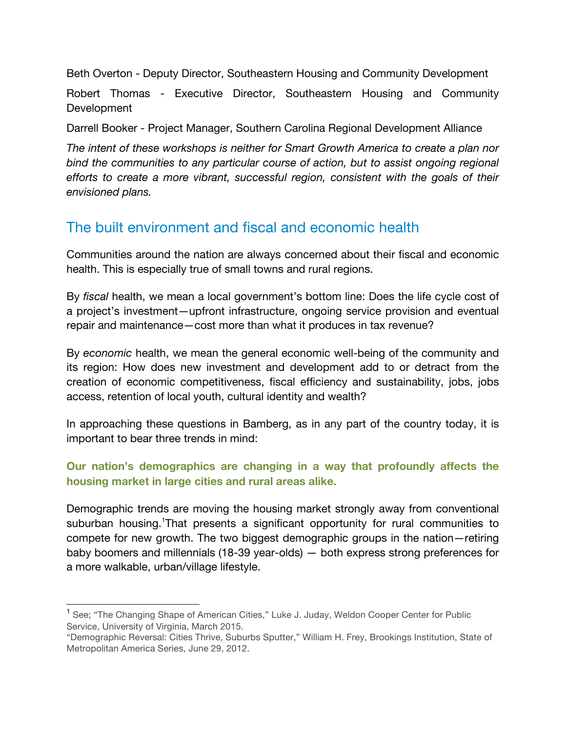Beth Overton - Deputy Director, Southeastern Housing and Community Development

Robert Thomas - Executive Director, Southeastern Housing and Community Development

Darrell Booker - Project Manager, Southern Carolina Regional Development Alliance

*The intent of these workshops is neither for Smart Growth America to create a plan nor bind the communities to any particular course of action, but to assist ongoing regional efforts to create a more vibrant, successful region, consistent with the goals of their envisioned plans.*

## The built environment and fiscal and economic health

Communities around the nation are always concerned about their fiscal and economic health. This is especially true of small towns and rural regions.

By *fiscal* health, we mean a local government's bottom line: Does the life cycle cost of a project's investment—upfront infrastructure, ongoing service provision and eventual repair and maintenance—cost more than what it produces in tax revenue?

By *economic* health, we mean the general economic well-being of the community and its region: How does new investment and development add to or detract from the creation of economic competitiveness, fiscal efficiency and sustainability, jobs, jobs access, retention of local youth, cultural identity and wealth?

In approaching these questions in Bamberg, as in any part of the country today, it is important to bear three trends in mind:

### Our nation's demographics are changing in a way that profoundly affects the housing market in large cities and rural areas alike.

Demographic trends are moving the housing market strongly away from conventional suburban housing.[1]That presents a significant opportunity for rural communities to compete for new growth. The two biggest demographic groups in the nation—retiring baby boomers and millennials (18-39 year-olds) — both express strong preferences for a more walkable, urban/village lifestyle.

---

[1] See; "The Changing Shape of American Cities," Luke J. Juday, Weldon Cooper Center for Public Service, University of Virginia, March 2015.
"Demographic Reversal: Cities Thrive, Suburbs Sputter," William H. Frey, Brookings Institution, State of Metropolitan America Series, June 29, 2012.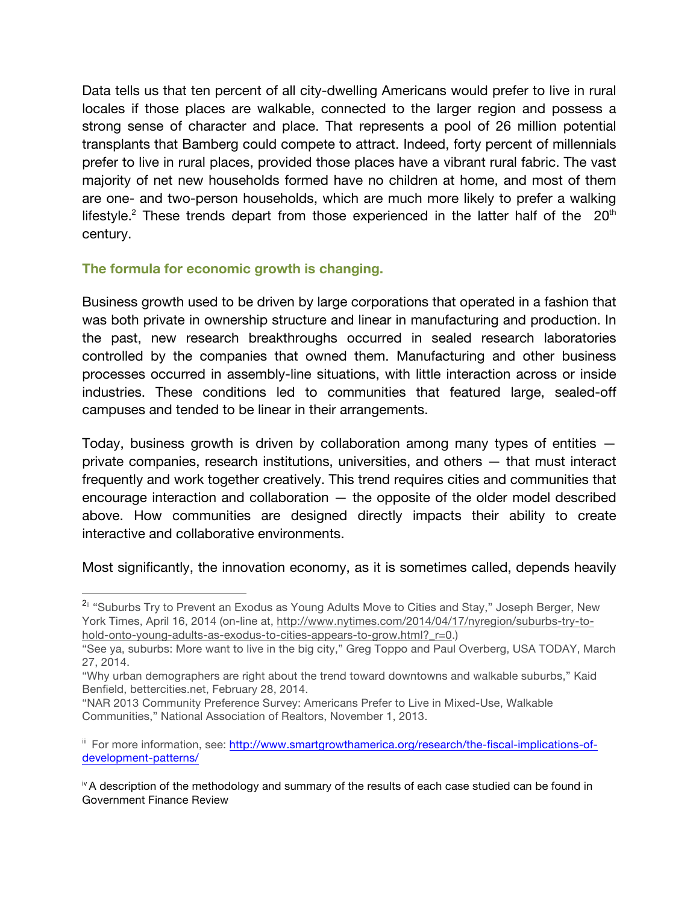Data tells us that ten percent of all city-dwelling Americans would prefer to live in rural locales if those places are walkable, connected to the larger region and possess a strong sense of character and place. That represents a pool of 26 million potential transplants that Bamberg could compete to attract. Indeed, forty percent of millennials prefer to live in rural places, provided those places have a vibrant rural fabric. The vast majority of net new households formed have no children at home, and most of them are one- and two-person households, which are much more likely to prefer a walking lifestyle.[2] These trends depart from those experienced in the latter half of the 20th century.

### The formula for economic growth is changing.

Business growth used to be driven by large corporations that operated in a fashion that was both private in ownership structure and linear in manufacturing and production. In the past, new research breakthroughs occurred in sealed research laboratories controlled by the companies that owned them. Manufacturing and other business processes occurred in assembly-line situations, with little interaction across or inside industries. These conditions led to communities that featured large, sealed-off campuses and tended to be linear in their arrangements.

Today, business growth is driven by collaboration among many types of entities — private companies, research institutions, universities, and others — that must interact frequently and work together creatively. This trend requires cities and communities that encourage interaction and collaboration — the opposite of the older model described above. How communities are designed directly impacts their ability to create interactive and collaborative environments.

Most significantly, the innovation economy, as it is sometimes called, depends heavily

---

[2][ii] "Suburbs Try to Prevent an Exodus as Young Adults Move to Cities and Stay," Joseph Berger, New York Times, April 16, 2014 (on-line at, http://www.nytimes.com/2014/04/17/nyregion/suburbs-try-to-hold-onto-young-adults-as-exodus-to-cities-appears-to-grow.html?_r=0.)

"See ya, suburbs: More want to live in the big city," Greg Toppo and Paul Overberg, USA TODAY, March 27, 2014.

"Why urban demographers are right about the trend toward downtowns and walkable suburbs," Kaid Benfield, bettercities.net, February 28, 2014.

"NAR 2013 Community Preference Survey: Americans Prefer to Live in Mixed-Use, Walkable Communities," National Association of Realtors, November 1, 2013.

[iii] For more information, see: http://www.smartgrowthamerica.org/research/the-fiscal-implications-of-development-patterns/

[iv] A description of the methodology and summary of the results of each case studied can be found in Government Finance Review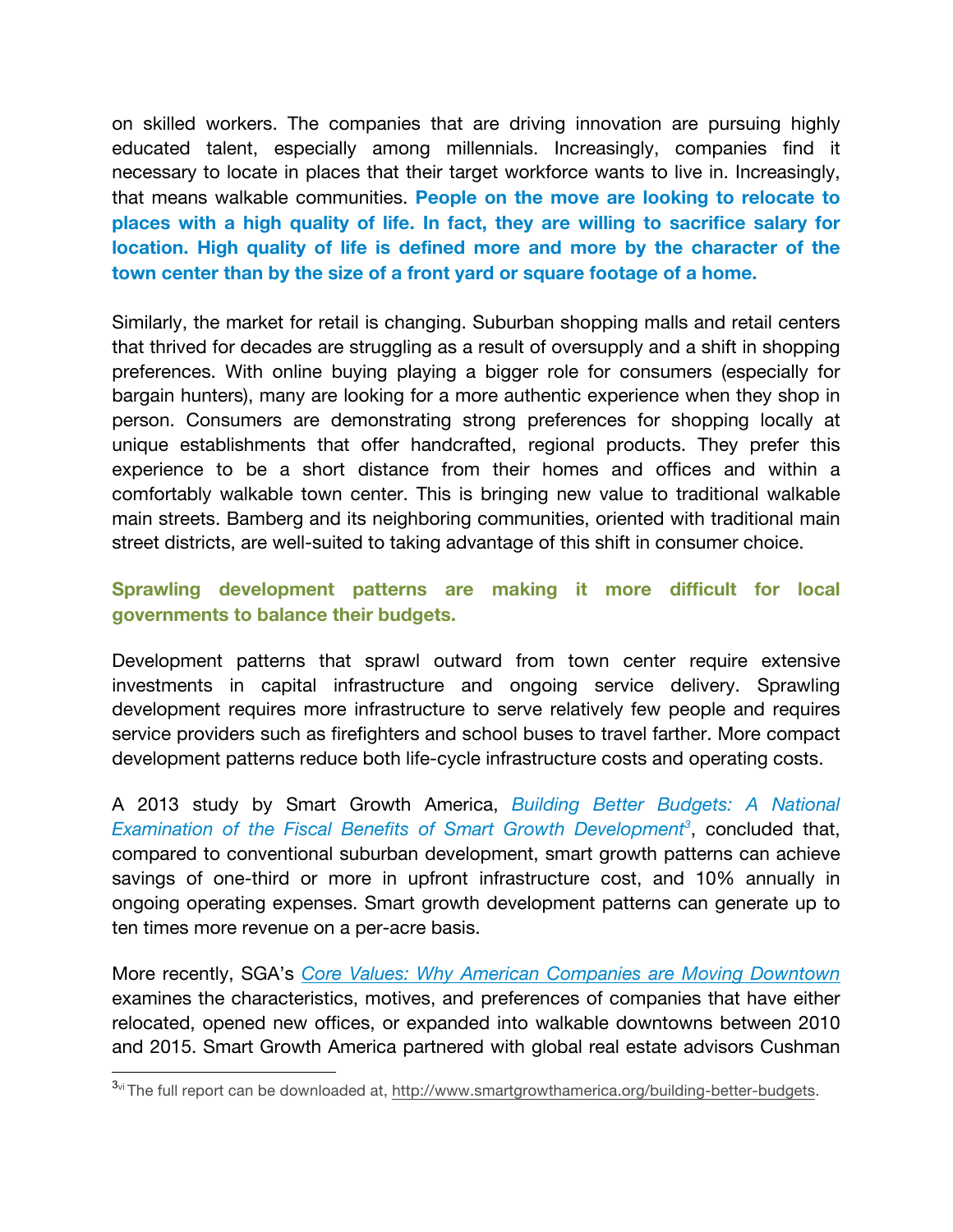on skilled workers. The companies that are driving innovation are pursuing highly educated talent, especially among millennials. Increasingly, companies find it necessary to locate in places that their target workforce wants to live in. Increasingly, that means walkable communities. **People on the move are looking to relocate to places with a high quality of life. In fact, they are willing to sacrifice salary for location. High quality of life is defined more and more by the character of the town center than by the size of a front yard or square footage of a home.**

Similarly, the market for retail is changing. Suburban shopping malls and retail centers that thrived for decades are struggling as a result of oversupply and a shift in shopping preferences. With online buying playing a bigger role for consumers (especially for bargain hunters), many are looking for a more authentic experience when they shop in person. Consumers are demonstrating strong preferences for shopping locally at unique establishments that offer handcrafted, regional products. They prefer this experience to be a short distance from their homes and offices and within a comfortably walkable town center. This is bringing new value to traditional walkable main streets. Bamberg and its neighboring communities, oriented with traditional main street districts, are well-suited to taking advantage of this shift in consumer choice.

### Sprawling development patterns are making it more difficult for local governments to balance their budgets.

Development patterns that sprawl outward from town center require extensive investments in capital infrastructure and ongoing service delivery. Sprawling development requires more infrastructure to serve relatively few people and requires service providers such as firefighters and school buses to travel farther. More compact development patterns reduce both life-cycle infrastructure costs and operating costs.

A 2013 study by Smart Growth America, *Building Better Budgets: A National Examination of the Fiscal Benefits of Smart Growth Development*[3], concluded that, compared to conventional suburban development, smart growth patterns can achieve savings of one-third or more in upfront infrastructure cost, and 10% annually in ongoing operating expenses. Smart growth development patterns can generate up to ten times more revenue on a per-acre basis.

More recently, SGA's *Core Values: Why American Companies are Moving Downtown* examines the characteristics, motives, and preferences of companies that have either relocated, opened new offices, or expanded into walkable downtowns between 2010 and 2015. Smart Growth America partnered with global real estate advisors Cushman

---

[3][vi] The full report can be downloaded at, http://www.smartgrowthamerica.org/building-better-budgets.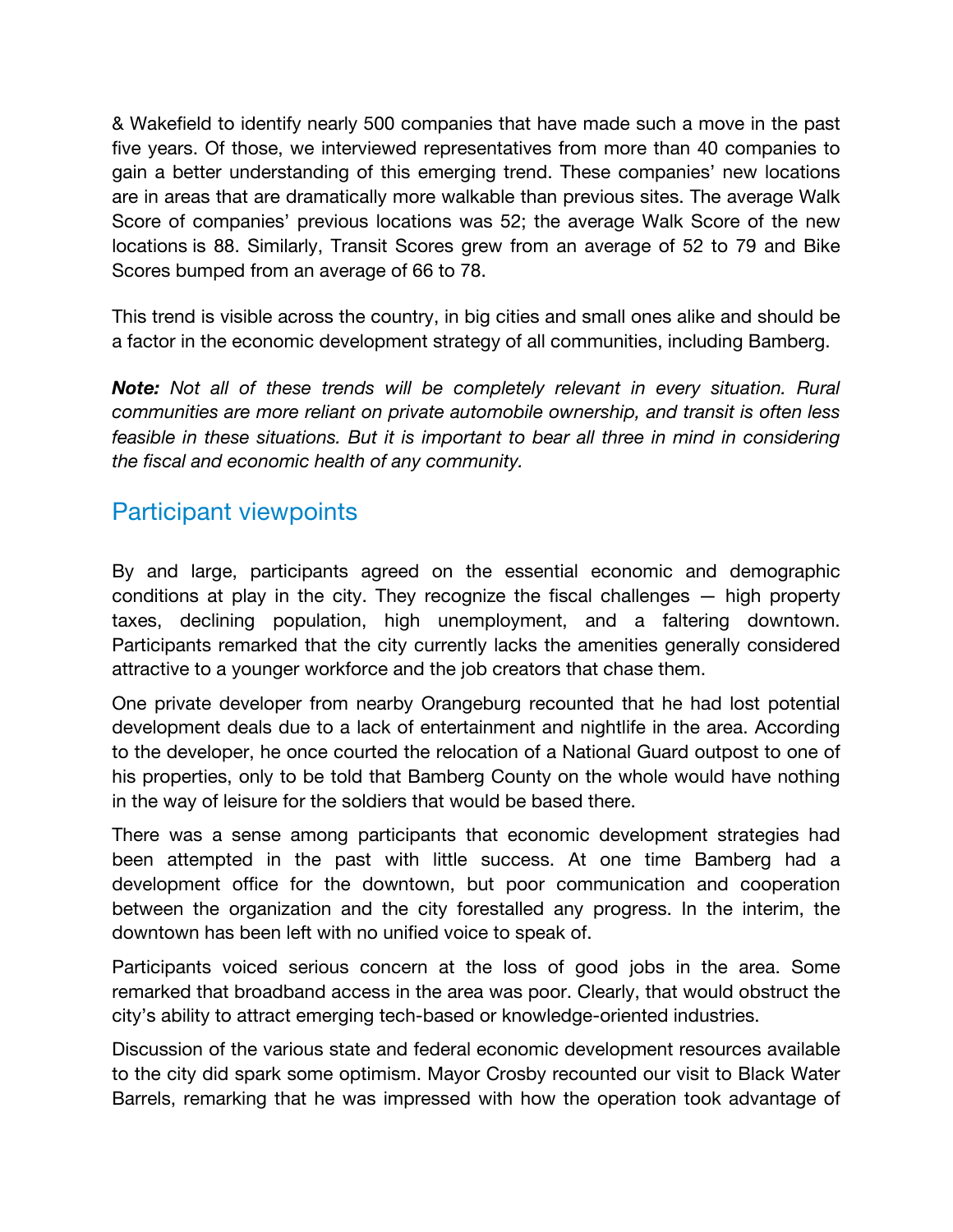& Wakefield to identify nearly 500 companies that have made such a move in the past five years. Of those, we interviewed representatives from more than 40 companies to gain a better understanding of this emerging trend. These companies' new locations are in areas that are dramatically more walkable than previous sites. The average Walk Score of companies' previous locations was 52; the average Walk Score of the new locations is 88. Similarly, Transit Scores grew from an average of 52 to 79 and Bike Scores bumped from an average of 66 to 78.

This trend is visible across the country, in big cities and small ones alike and should be a factor in the economic development strategy of all communities, including Bamberg.

***Note:*** *Not all of these trends will be completely relevant in every situation. Rural communities are more reliant on private automobile ownership, and transit is often less feasible in these situations. But it is important to bear all three in mind in considering the fiscal and economic health of any community.*

## Participant viewpoints

By and large, participants agreed on the essential economic and demographic conditions at play in the city. They recognize the fiscal challenges — high property taxes, declining population, high unemployment, and a faltering downtown. Participants remarked that the city currently lacks the amenities generally considered attractive to a younger workforce and the job creators that chase them.

One private developer from nearby Orangeburg recounted that he had lost potential development deals due to a lack of entertainment and nightlife in the area. According to the developer, he once courted the relocation of a National Guard outpost to one of his properties, only to be told that Bamberg County on the whole would have nothing in the way of leisure for the soldiers that would be based there.

There was a sense among participants that economic development strategies had been attempted in the past with little success. At one time Bamberg had a development office for the downtown, but poor communication and cooperation between the organization and the city forestalled any progress. In the interim, the downtown has been left with no unified voice to speak of.

Participants voiced serious concern at the loss of good jobs in the area. Some remarked that broadband access in the area was poor. Clearly, that would obstruct the city's ability to attract emerging tech-based or knowledge-oriented industries.

Discussion of the various state and federal economic development resources available to the city did spark some optimism. Mayor Crosby recounted our visit to Black Water Barrels, remarking that he was impressed with how the operation took advantage of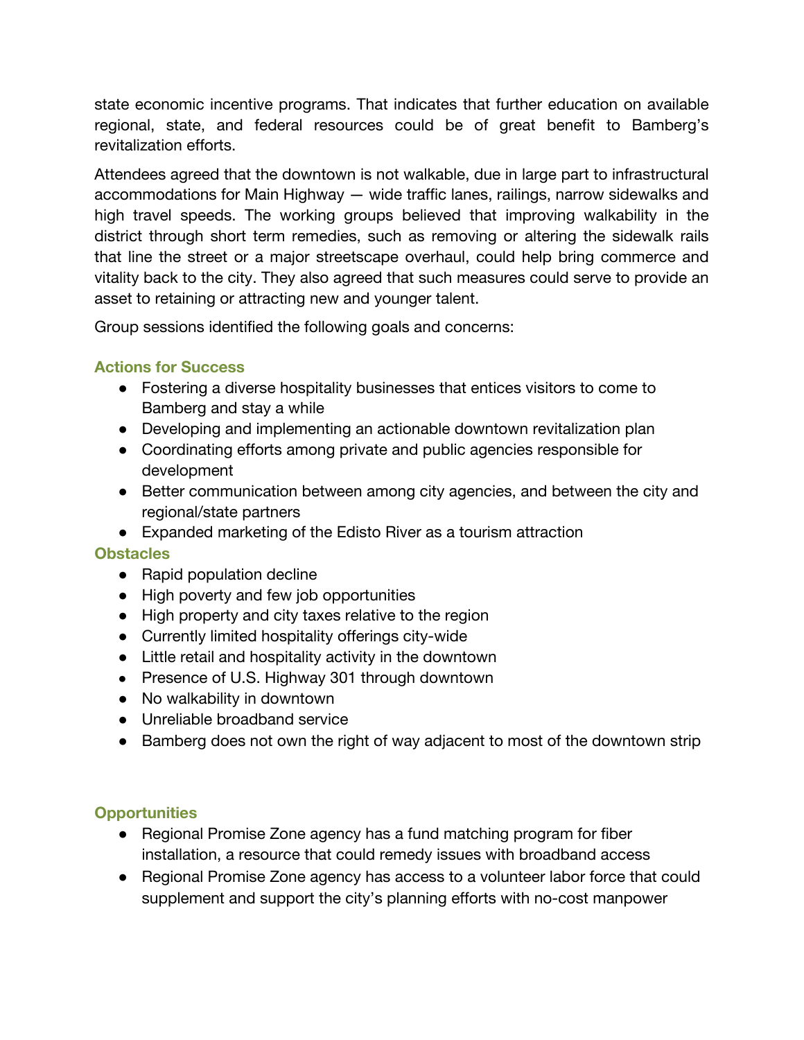state economic incentive programs. That indicates that further education on available regional, state, and federal resources could be of great benefit to Bamberg's revitalization efforts.

Attendees agreed that the downtown is not walkable, due in large part to infrastructural accommodations for Main Highway — wide traffic lanes, railings, narrow sidewalks and high travel speeds. The working groups believed that improving walkability in the district through short term remedies, such as removing or altering the sidewalk rails that line the street or a major streetscape overhaul, could help bring commerce and vitality back to the city. They also agreed that such measures could serve to provide an asset to retaining or attracting new and younger talent.

Group sessions identified the following goals and concerns:

### Actions for Success

- Fostering a diverse hospitality businesses that entices visitors to come to Bamberg and stay a while
- Developing and implementing an actionable downtown revitalization plan
- Coordinating efforts among private and public agencies responsible for development
- Better communication between among city agencies, and between the city and regional/state partners
- Expanded marketing of the Edisto River as a tourism attraction

### Obstacles

- Rapid population decline
- High poverty and few job opportunities
- High property and city taxes relative to the region
- Currently limited hospitality offerings city-wide
- Little retail and hospitality activity in the downtown
- Presence of U.S. Highway 301 through downtown
- No walkability in downtown
- Unreliable broadband service
- Bamberg does not own the right of way adjacent to most of the downtown strip

### Opportunities

- Regional Promise Zone agency has a fund matching program for fiber installation, a resource that could remedy issues with broadband access
- Regional Promise Zone agency has access to a volunteer labor force that could supplement and support the city's planning efforts with no-cost manpower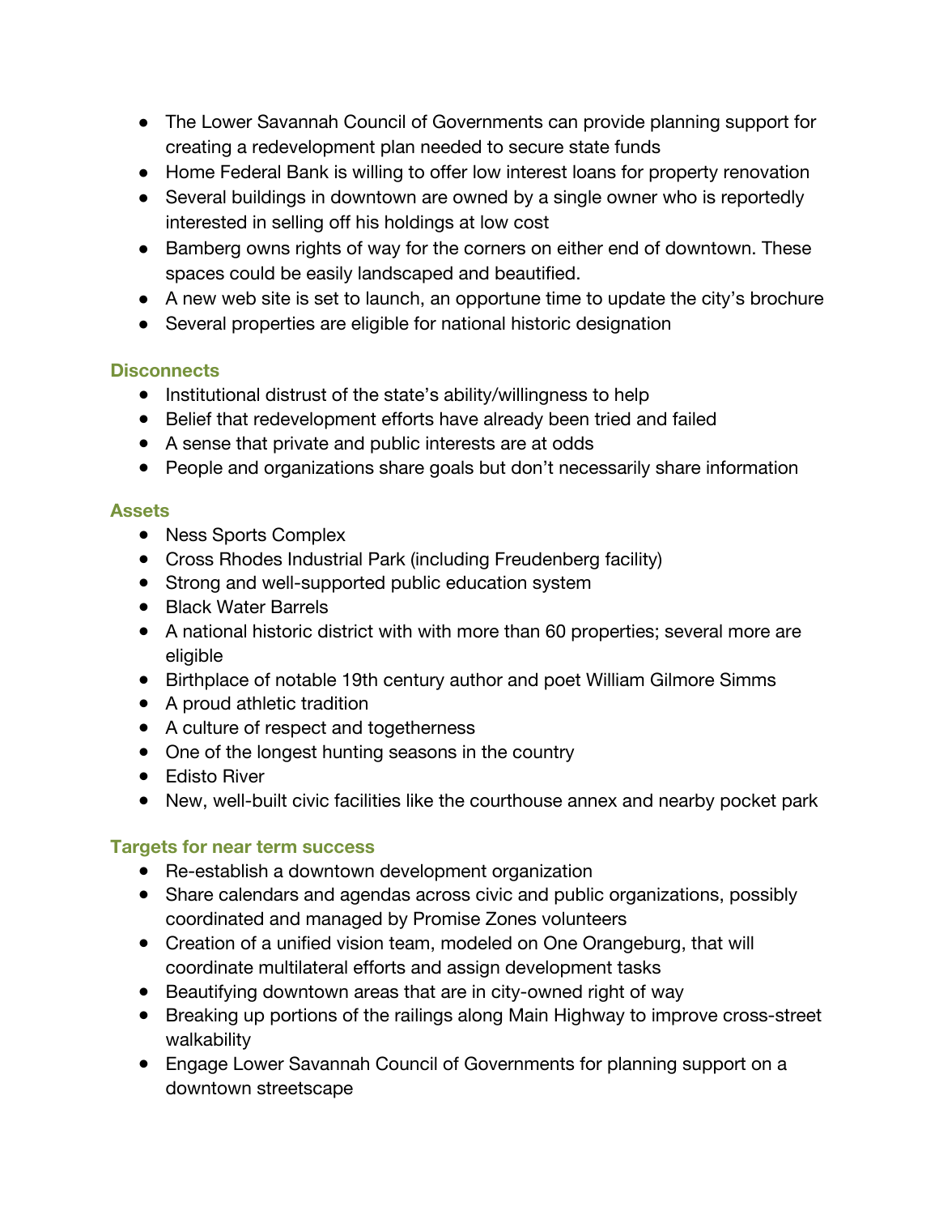- The Lower Savannah Council of Governments can provide planning support for creating a redevelopment plan needed to secure state funds
- Home Federal Bank is willing to offer low interest loans for property renovation
- Several buildings in downtown are owned by a single owner who is reportedly interested in selling off his holdings at low cost
- Bamberg owns rights of way for the corners on either end of downtown. These spaces could be easily landscaped and beautified.
- A new web site is set to launch, an opportune time to update the city's brochure
- Several properties are eligible for national historic designation

### Disconnects

- Institutional distrust of the state's ability/willingness to help
- Belief that redevelopment efforts have already been tried and failed
- A sense that private and public interests are at odds
- People and organizations share goals but don't necessarily share information

### Assets

- Ness Sports Complex
- Cross Rhodes Industrial Park (including Freudenberg facility)
- Strong and well-supported public education system
- Black Water Barrels
- A national historic district with with more than 60 properties; several more are eligible
- Birthplace of notable 19th century author and poet William Gilmore Simms
- A proud athletic tradition
- A culture of respect and togetherness
- One of the longest hunting seasons in the country
- Edisto River
- New, well-built civic facilities like the courthouse annex and nearby pocket park

### Targets for near term success

- Re-establish a downtown development organization
- Share calendars and agendas across civic and public organizations, possibly coordinated and managed by Promise Zones volunteers
- Creation of a unified vision team, modeled on One Orangeburg, that will coordinate multilateral efforts and assign development tasks
- Beautifying downtown areas that are in city-owned right of way
- Breaking up portions of the railings along Main Highway to improve cross-street walkability
- Engage Lower Savannah Council of Governments for planning support on a downtown streetscape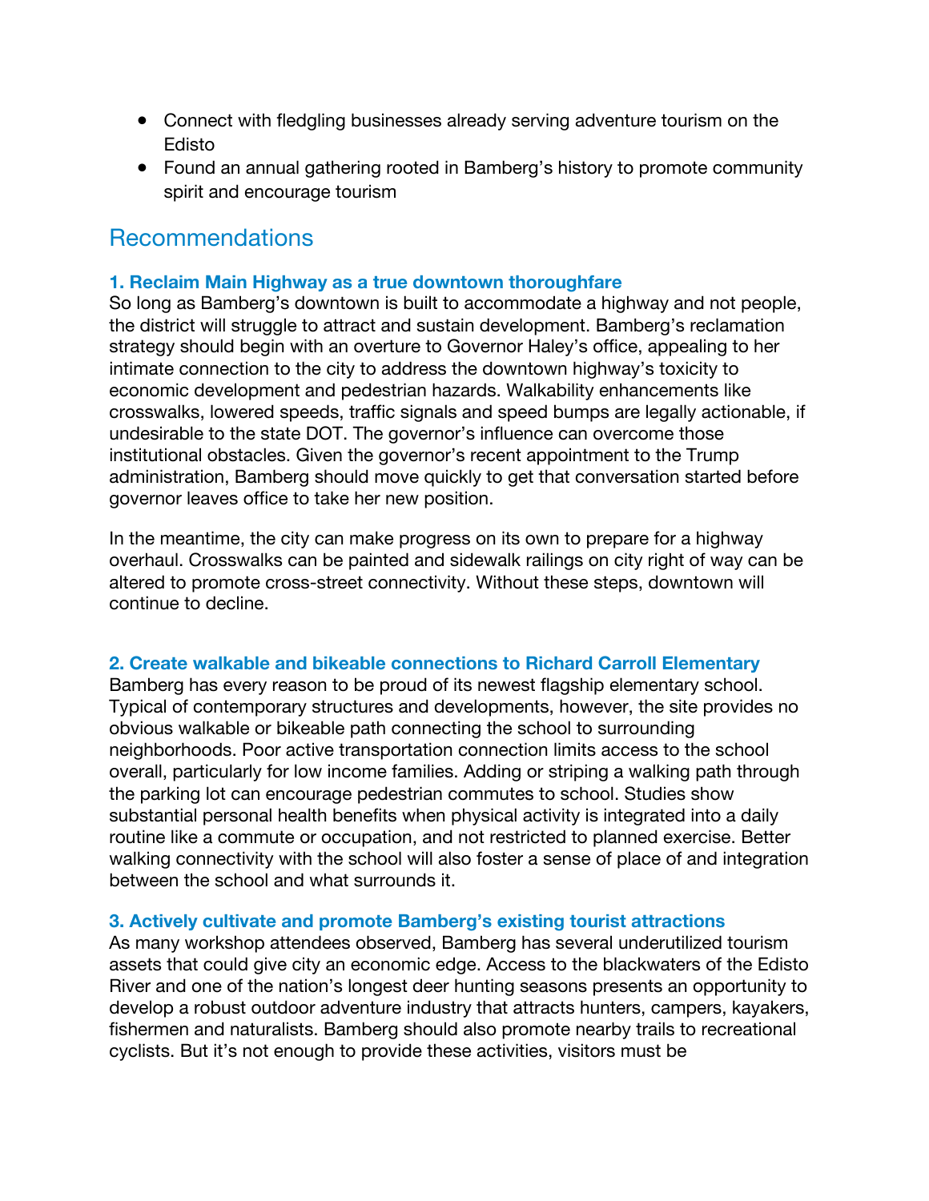- Connect with fledgling businesses already serving adventure tourism on the Edisto
- Found an annual gathering rooted in Bamberg's history to promote community spirit and encourage tourism

## Recommendations

### 1. Reclaim Main Highway as a true downtown thoroughfare

So long as Bamberg's downtown is built to accommodate a highway and not people, the district will struggle to attract and sustain development. Bamberg's reclamation strategy should begin with an overture to Governor Haley's office, appealing to her intimate connection to the city to address the downtown highway's toxicity to economic development and pedestrian hazards. Walkability enhancements like crosswalks, lowered speeds, traffic signals and speed bumps are legally actionable, if undesirable to the state DOT. The governor's influence can overcome those institutional obstacles. Given the governor's recent appointment to the Trump administration, Bamberg should move quickly to get that conversation started before governor leaves office to take her new position.

In the meantime, the city can make progress on its own to prepare for a highway overhaul. Crosswalks can be painted and sidewalk railings on city right of way can be altered to promote cross-street connectivity. Without these steps, downtown will continue to decline.

### 2. Create walkable and bikeable connections to Richard Carroll Elementary

Bamberg has every reason to be proud of its newest flagship elementary school. Typical of contemporary structures and developments, however, the site provides no obvious walkable or bikeable path connecting the school to surrounding neighborhoods. Poor active transportation connection limits access to the school overall, particularly for low income families. Adding or striping a walking path through the parking lot can encourage pedestrian commutes to school. Studies show substantial personal health benefits when physical activity is integrated into a daily routine like a commute or occupation, and not restricted to planned exercise. Better walking connectivity with the school will also foster a sense of place of and integration between the school and what surrounds it.

### 3. Actively cultivate and promote Bamberg's existing tourist attractions

As many workshop attendees observed, Bamberg has several underutilized tourism assets that could give city an economic edge. Access to the blackwaters of the Edisto River and one of the nation's longest deer hunting seasons presents an opportunity to develop a robust outdoor adventure industry that attracts hunters, campers, kayakers, fishermen and naturalists. Bamberg should also promote nearby trails to recreational cyclists. But it's not enough to provide these activities, visitors must be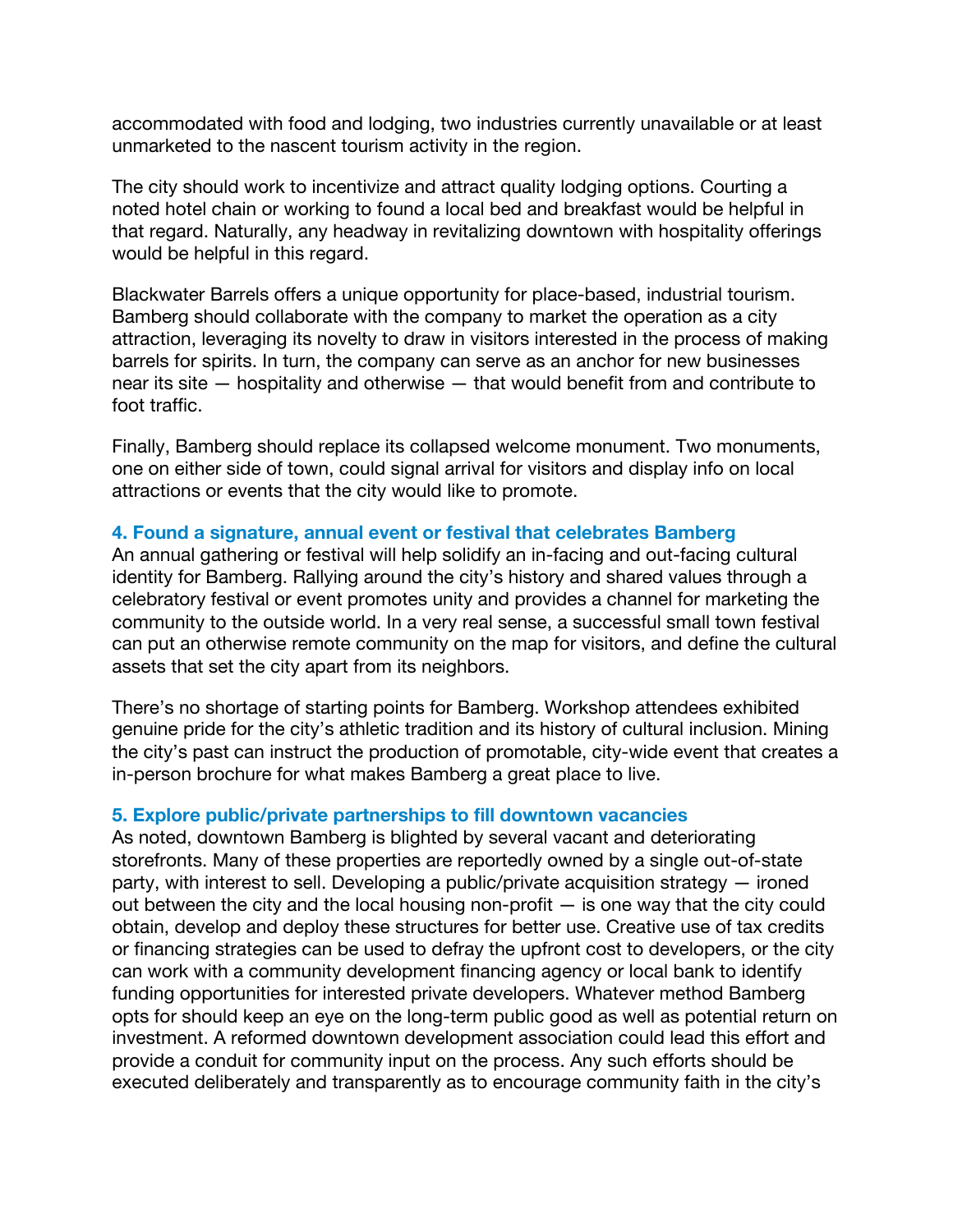accommodated with food and lodging, two industries currently unavailable or at least unmarketed to the nascent tourism activity in the region.

The city should work to incentivize and attract quality lodging options. Courting a noted hotel chain or working to found a local bed and breakfast would be helpful in that regard. Naturally, any headway in revitalizing downtown with hospitality offerings would be helpful in this regard.

Blackwater Barrels offers a unique opportunity for place-based, industrial tourism. Bamberg should collaborate with the company to market the operation as a city attraction, leveraging its novelty to draw in visitors interested in the process of making barrels for spirits. In turn, the company can serve as an anchor for new businesses near its site — hospitality and otherwise — that would benefit from and contribute to foot traffic.

Finally, Bamberg should replace its collapsed welcome monument. Two monuments, one on either side of town, could signal arrival for visitors and display info on local attractions or events that the city would like to promote.

### 4. Found a signature, annual event or festival that celebrates Bamberg

An annual gathering or festival will help solidify an in-facing and out-facing cultural identity for Bamberg. Rallying around the city's history and shared values through a celebratory festival or event promotes unity and provides a channel for marketing the community to the outside world. In a very real sense, a successful small town festival can put an otherwise remote community on the map for visitors, and define the cultural assets that set the city apart from its neighbors.

There's no shortage of starting points for Bamberg. Workshop attendees exhibited genuine pride for the city's athletic tradition and its history of cultural inclusion. Mining the city's past can instruct the production of promotable, city-wide event that creates a in-person brochure for what makes Bamberg a great place to live.

### 5. Explore public/private partnerships to fill downtown vacancies

As noted, downtown Bamberg is blighted by several vacant and deteriorating storefronts. Many of these properties are reportedly owned by a single out-of-state party, with interest to sell. Developing a public/private acquisition strategy — ironed out between the city and the local housing non-profit — is one way that the city could obtain, develop and deploy these structures for better use. Creative use of tax credits or financing strategies can be used to defray the upfront cost to developers, or the city can work with a community development financing agency or local bank to identify funding opportunities for interested private developers. Whatever method Bamberg opts for should keep an eye on the long-term public good as well as potential return on investment. A reformed downtown development association could lead this effort and provide a conduit for community input on the process. Any such efforts should be executed deliberately and transparently as to encourage community faith in the city's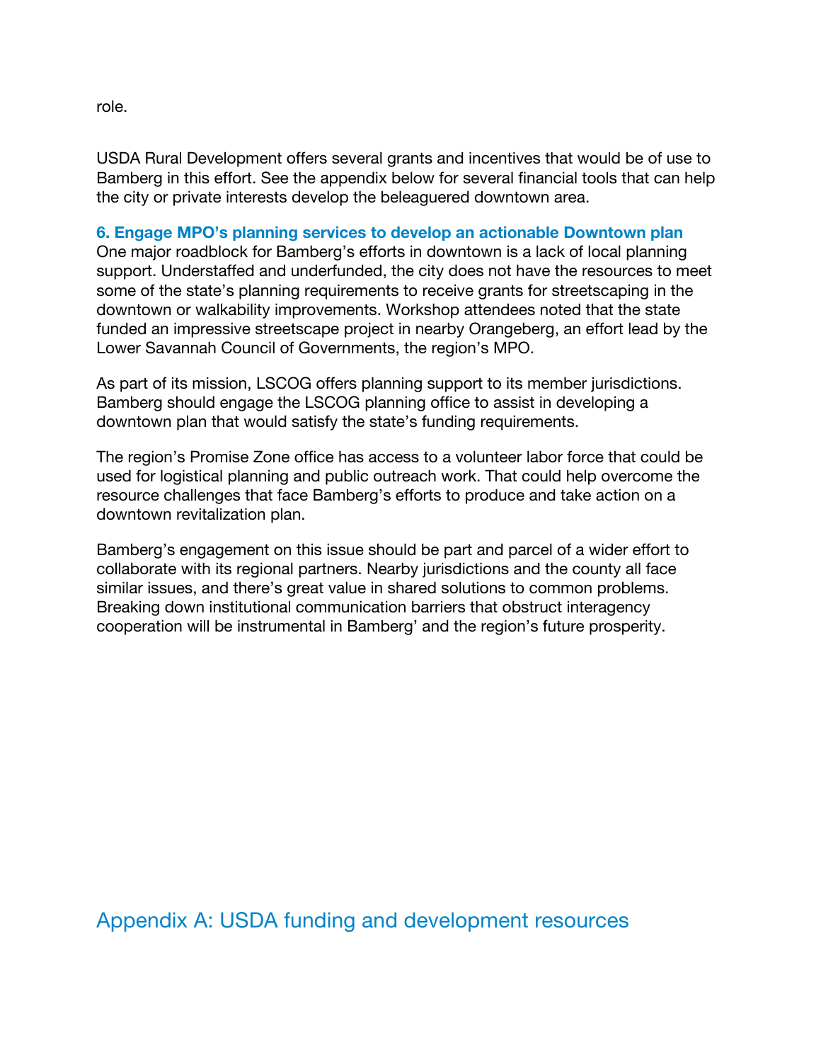role.

USDA Rural Development offers several grants and incentives that would be of use to Bamberg in this effort. See the appendix below for several financial tools that can help the city or private interests develop the beleaguered downtown area.

### 6. Engage MPO's planning services to develop an actionable Downtown plan

One major roadblock for Bamberg's efforts in downtown is a lack of local planning support. Understaffed and underfunded, the city does not have the resources to meet some of the state's planning requirements to receive grants for streetscaping in the downtown or walkability improvements. Workshop attendees noted that the state funded an impressive streetscape project in nearby Orangeberg, an effort lead by the Lower Savannah Council of Governments, the region's MPO.

As part of its mission, LSCOG offers planning support to its member jurisdictions. Bamberg should engage the LSCOG planning office to assist in developing a downtown plan that would satisfy the state's funding requirements.

The region's Promise Zone office has access to a volunteer labor force that could be used for logistical planning and public outreach work. That could help overcome the resource challenges that face Bamberg's efforts to produce and take action on a downtown revitalization plan.

Bamberg's engagement on this issue should be part and parcel of a wider effort to collaborate with its regional partners. Nearby jurisdictions and the county all face similar issues, and there's great value in shared solutions to common problems. Breaking down institutional communication barriers that obstruct interagency cooperation will be instrumental in Bamberg' and the region's future prosperity.

## Appendix A: USDA funding and development resources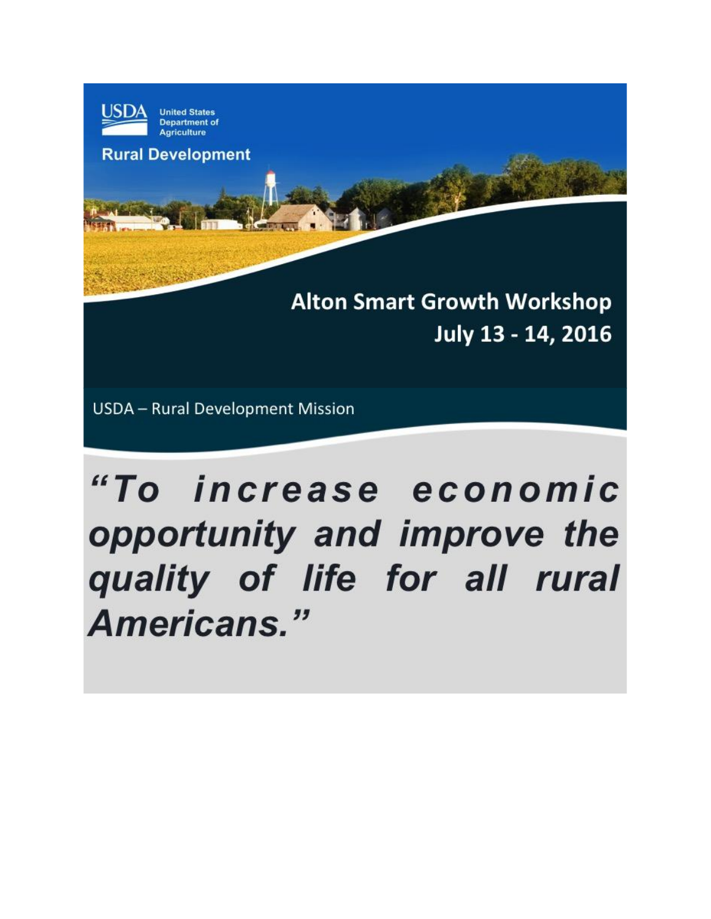USDA United States Department of Agriculture

Rural Development

# Alton Smart Growth Workshop

## July 13 - 14, 2016

USDA – Rural Development Mission

***"To increase economic opportunity and improve the quality of life for all rural Americans."***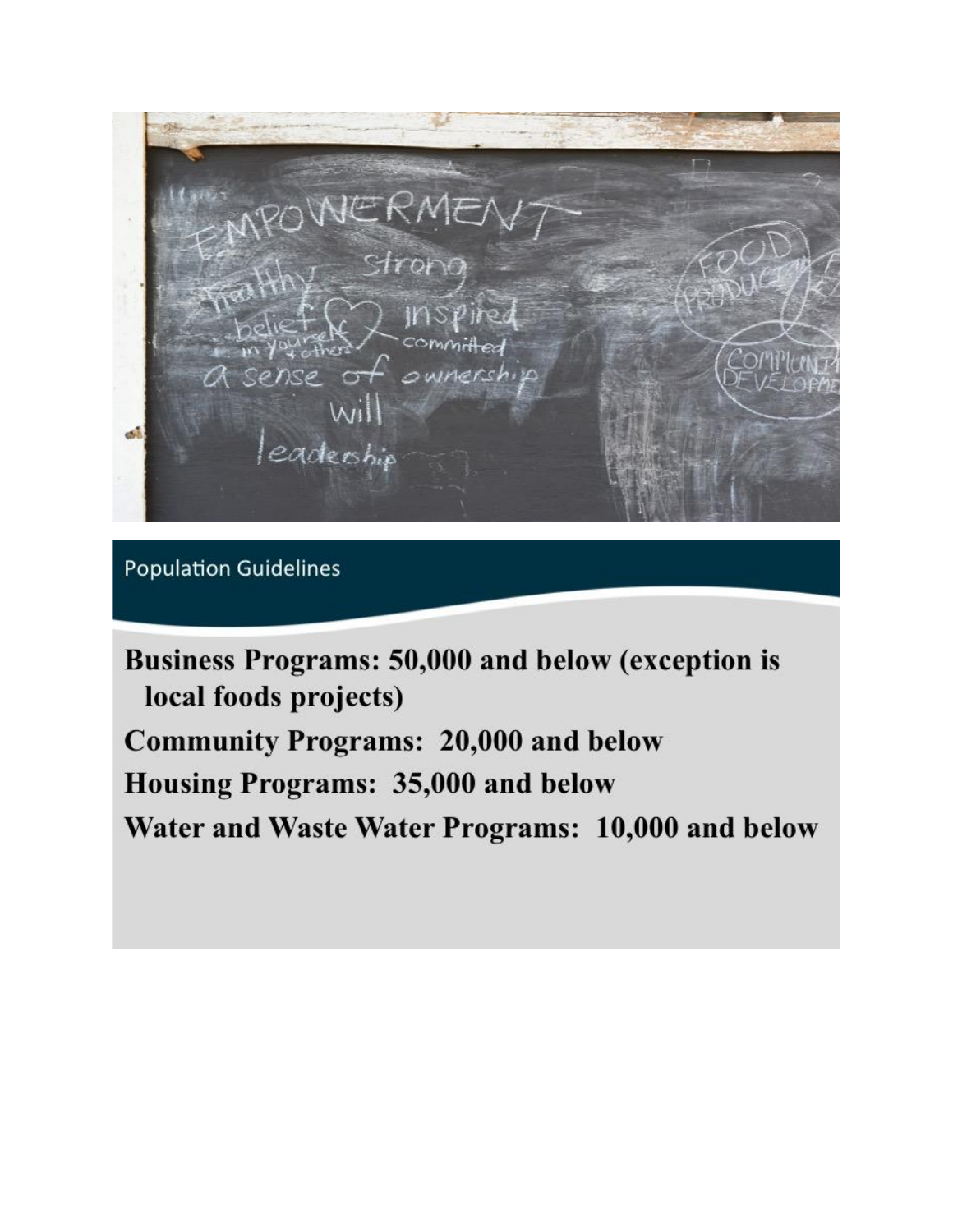## Population Guidelines

**Business Programs: 50,000 and below (exception is local foods projects)**

**Community Programs: 20,000 and below**

**Housing Programs: 35,000 and below**

**Water and Waste Water Programs: 10,000 and below**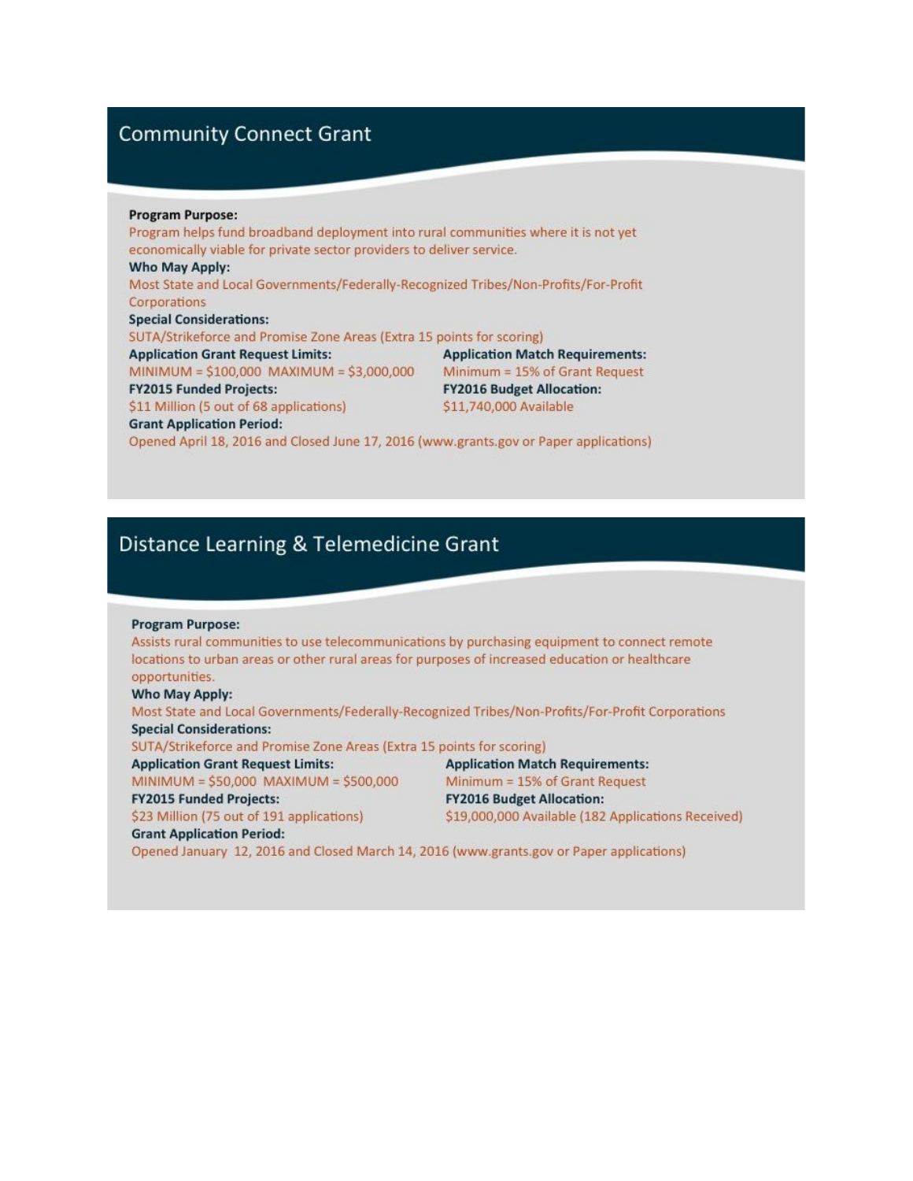## Community Connect Grant

**Program Purpose:**
Program helps fund broadband deployment into rural communities where it is not yet economically viable for private sector providers to deliver service.

**Who May Apply:**
Most State and Local Governments/Federally-Recognized Tribes/Non-Profits/For-Profit Corporations

**Special Considerations:**
SUTA/Strikeforce and Promise Zone Areas (Extra 15 points for scoring)

**Application Grant Request Limits:**
MINIMUM = $100,000 MAXIMUM = $3,000,000

**Application Match Requirements:**
Minimum = 15% of Grant Request

**FY2015 Funded Projects:**
$11 Million (5 out of 68 applications)

**FY2016 Budget Allocation:**
$11,740,000 Available

**Grant Application Period:**
Opened April 18, 2016 and Closed June 17, 2016 (www.grants.gov or Paper applications)

## Distance Learning & Telemedicine Grant

**Program Purpose:**
Assists rural communities to use telecommunications by purchasing equipment to connect remote locations to urban areas or other rural areas for purposes of increased education or healthcare opportunities.

**Who May Apply:**
Most State and Local Governments/Federally-Recognized Tribes/Non-Profits/For-Profit Corporations

**Special Considerations:**
SUTA/Strikeforce and Promise Zone Areas (Extra 15 points for scoring)

**Application Grant Request Limits:**
MINIMUM = $50,000 MAXIMUM = $500,000

**Application Match Requirements:**
Minimum = 15% of Grant Request

**FY2015 Funded Projects:**
$23 Million (75 out of 191 applications)

**FY2016 Budget Allocation:**
$19,000,000 Available (182 Applications Received)

**Grant Application Period:**
Opened January 12, 2016 and Closed March 14, 2016 (www.grants.gov or Paper applications)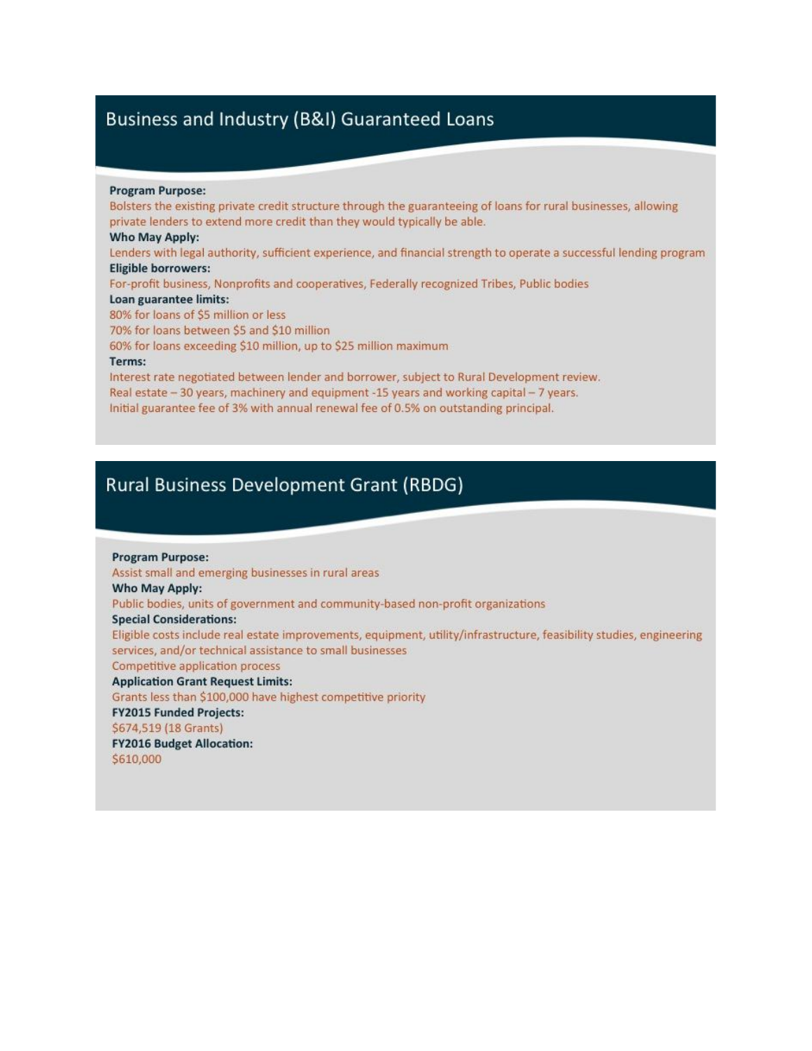## Business and Industry (B&I) Guaranteed Loans

**Program Purpose:**

Bolsters the existing private credit structure through the guaranteeing of loans for rural businesses, allowing private lenders to extend more credit than they would typically be able.

**Who May Apply:**

Lenders with legal authority, sufficient experience, and financial strength to operate a successful lending program

**Eligible borrowers:**

For-profit business, Nonprofits and cooperatives, Federally recognized Tribes, Public bodies

**Loan guarantee limits:**

80% for loans of $5 million or less

70% for loans between $5 and $10 million

60% for loans exceeding $10 million, up to $25 million maximum

**Terms:**

Interest rate negotiated between lender and borrower, subject to Rural Development review.

Real estate – 30 years, machinery and equipment -15 years and working capital – 7 years.

Initial guarantee fee of 3% with annual renewal fee of 0.5% on outstanding principal.

## Rural Business Development Grant (RBDG)

**Program Purpose:**

Assist small and emerging businesses in rural areas

**Who May Apply:**

Public bodies, units of government and community-based non-profit organizations

**Special Considerations:**

Eligible costs include real estate improvements, equipment, utility/infrastructure, feasibility studies, engineering services, and/or technical assistance to small businesses

Competitive application process

**Application Grant Request Limits:**

Grants less than $100,000 have highest competitive priority

**FY2015 Funded Projects:**

$674,519 (18 Grants)

**FY2016 Budget Allocation:**

$610,000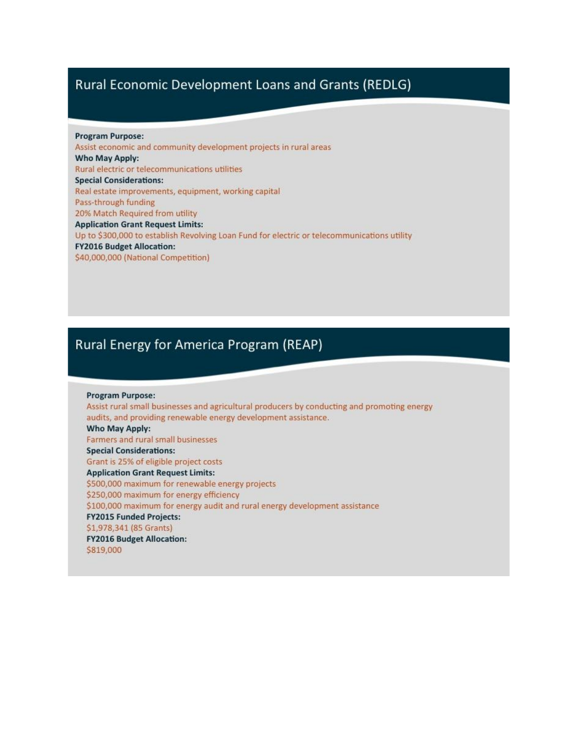## Rural Economic Development Loans and Grants (REDLG)

**Program Purpose:**
Assist economic and community development projects in rural areas

**Who May Apply:**
Rural electric or telecommunications utilities

**Special Considerations:**
Real estate improvements, equipment, working capital
Pass-through funding
20% Match Required from utility

**Application Grant Request Limits:**
Up to $300,000 to establish Revolving Loan Fund for electric or telecommunications utility

**FY2016 Budget Allocation:**
$40,000,000 (National Competition)

## Rural Energy for America Program (REAP)

**Program Purpose:**
Assist rural small businesses and agricultural producers by conducting and promoting energy audits, and providing renewable energy development assistance.

**Who May Apply:**
Farmers and rural small businesses

**Special Considerations:**
Grant is 25% of eligible project costs

**Application Grant Request Limits:**
$500,000 maximum for renewable energy projects
$250,000 maximum for energy efficiency
$100,000 maximum for energy audit and rural energy development assistance

**FY2015 Funded Projects:**
$1,978,341 (85 Grants)

**FY2016 Budget Allocation:**
$819,000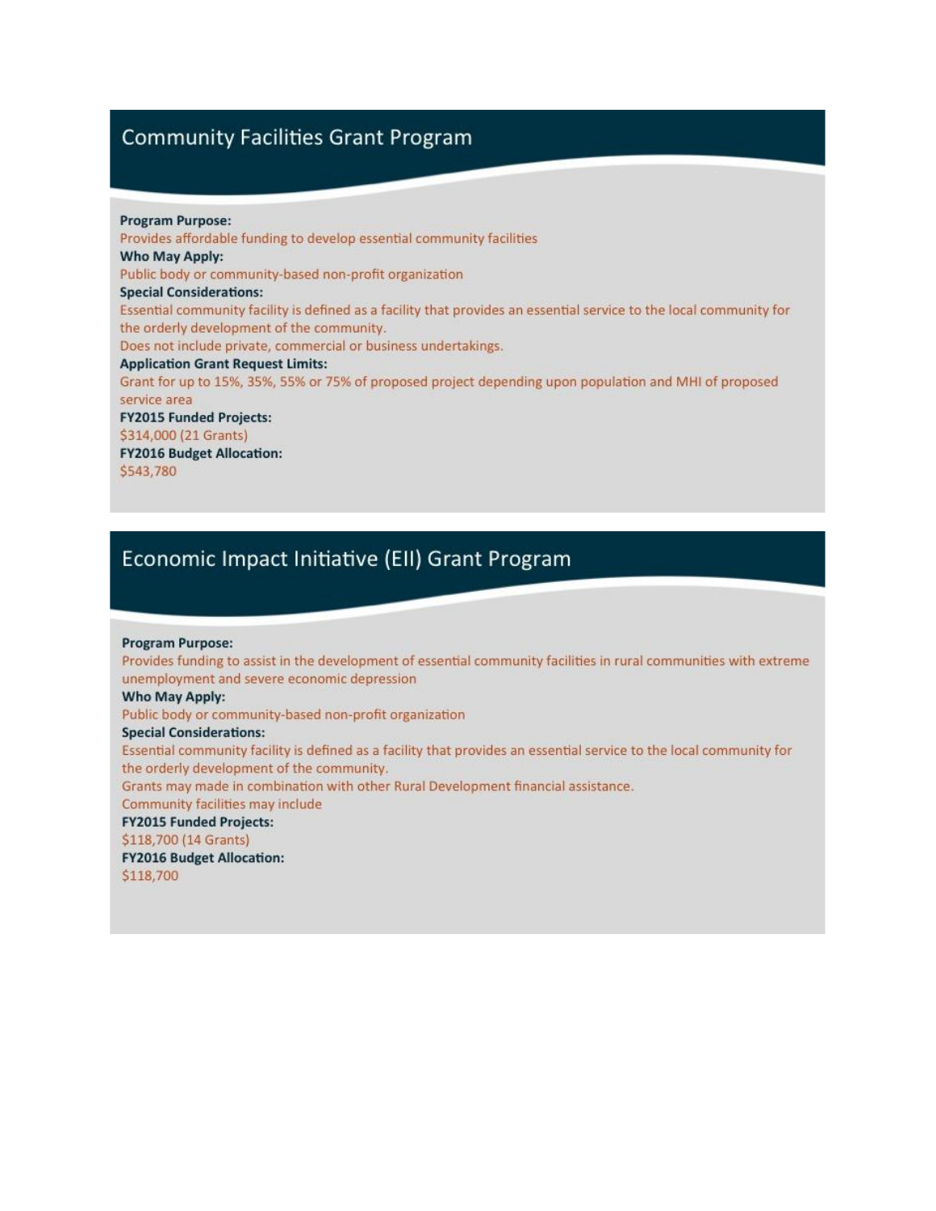## Community Facilities Grant Program

**Program Purpose:**

Provides affordable funding to develop essential community facilities

**Who May Apply:**

Public body or community-based non-profit organization

**Special Considerations:**

Essential community facility is defined as a facility that provides an essential service to the local community for the orderly development of the community.

Does not include private, commercial or business undertakings.

**Application Grant Request Limits:**

Grant for up to 15%, 35%, 55% or 75% of proposed project depending upon population and MHI of proposed service area

**FY2015 Funded Projects:**

$314,000 (21 Grants)

**FY2016 Budget Allocation:**

$543,780

## Economic Impact Initiative (EII) Grant Program

**Program Purpose:**

Provides funding to assist in the development of essential community facilities in rural communities with extreme unemployment and severe economic depression

**Who May Apply:**

Public body or community-based non-profit organization

**Special Considerations:**

Essential community facility is defined as a facility that provides an essential service to the local community for the orderly development of the community.

Grants may made in combination with other Rural Development financial assistance.

Community facilities may include

**FY2015 Funded Projects:**

$118,700 (14 Grants)

**FY2016 Budget Allocation:**

$118,700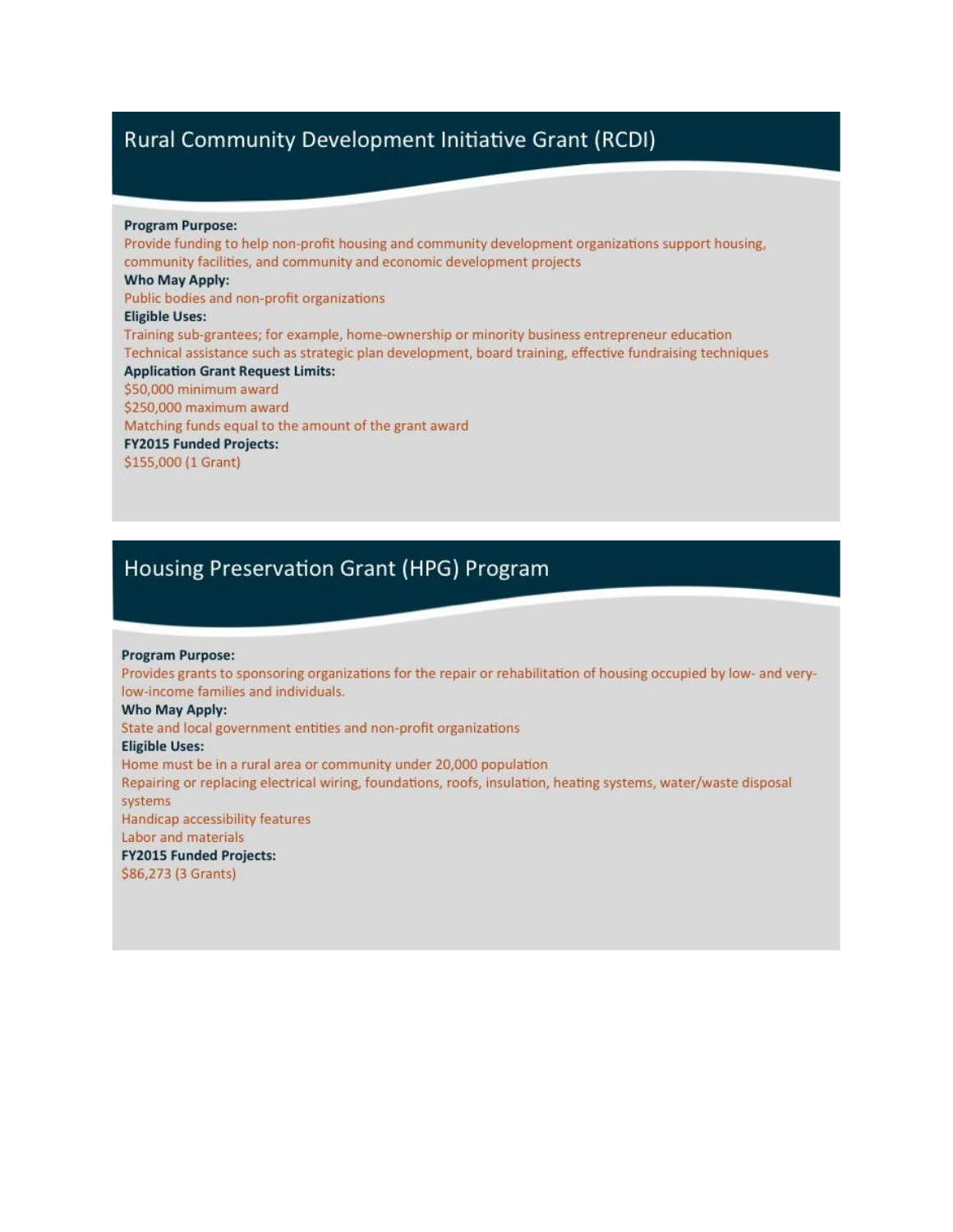## Rural Community Development Initiative Grant (RCDI)

**Program Purpose:**

Provide funding to help non-profit housing and community development organizations support housing, community facilities, and community and economic development projects

**Who May Apply:**

Public bodies and non-profit organizations

**Eligible Uses:**

Training sub-grantees; for example, home-ownership or minority business entrepreneur education

Technical assistance such as strategic plan development, board training, effective fundraising techniques

**Application Grant Request Limits:**

$50,000 minimum award

$250,000 maximum award

Matching funds equal to the amount of the grant award

**FY2015 Funded Projects:**

$155,000 (1 Grant)

## Housing Preservation Grant (HPG) Program

**Program Purpose:**

Provides grants to sponsoring organizations for the repair or rehabilitation of housing occupied by low- and very-low-income families and individuals.

**Who May Apply:**

State and local government entities and non-profit organizations

**Eligible Uses:**

Home must be in a rural area or community under 20,000 population

Repairing or replacing electrical wiring, foundations, roofs, insulation, heating systems, water/waste disposal systems

Handicap accessibility features

Labor and materials

**FY2015 Funded Projects:**

$86,273 (3 Grants)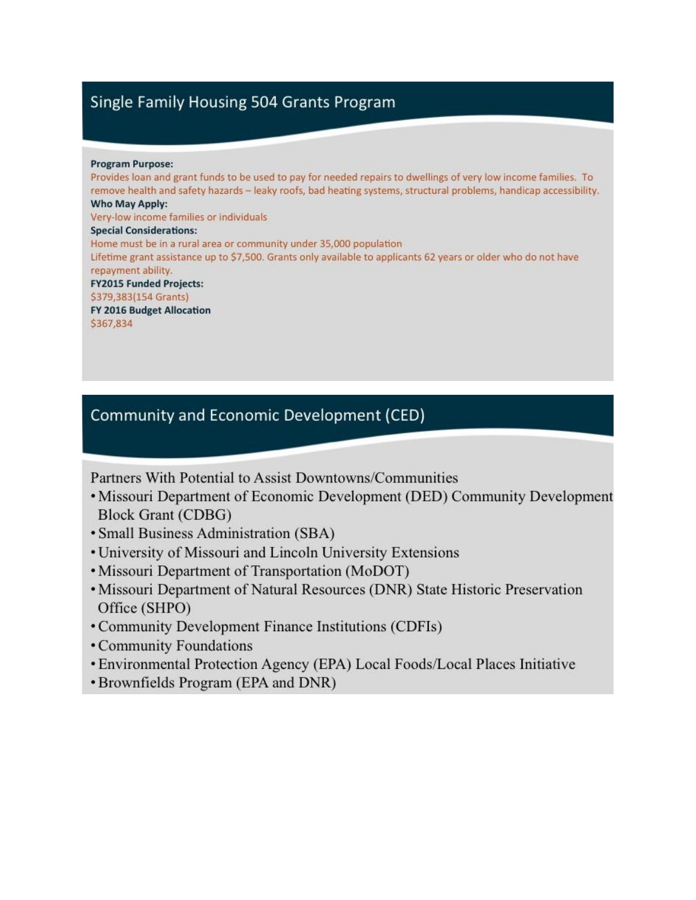## Single Family Housing 504 Grants Program

**Program Purpose:**

Provides loan and grant funds to be used to pay for needed repairs to dwellings of very low income families. To remove health and safety hazards – leaky roofs, bad heating systems, structural problems, handicap accessibility.

**Who May Apply:**

Very-low income families or individuals

**Special Considerations:**

Home must be in a rural area or community under 35,000 population

Lifetime grant assistance up to $7,500. Grants only available to applicants 62 years or older who do not have repayment ability.

**FY2015 Funded Projects:**

$379,383(154 Grants)

**FY 2016 Budget Allocation**

$367,834

## Community and Economic Development (CED)

Partners With Potential to Assist Downtowns/Communities

- Missouri Department of Economic Development (DED) Community Development Block Grant (CDBG)
- Small Business Administration (SBA)
- University of Missouri and Lincoln University Extensions
- Missouri Department of Transportation (MoDOT)
- Missouri Department of Natural Resources (DNR) State Historic Preservation Office (SHPO)
- Community Development Finance Institutions (CDFIs)
- Community Foundations
- Environmental Protection Agency (EPA) Local Foods/Local Places Initiative
- Brownfields Program (EPA and DNR)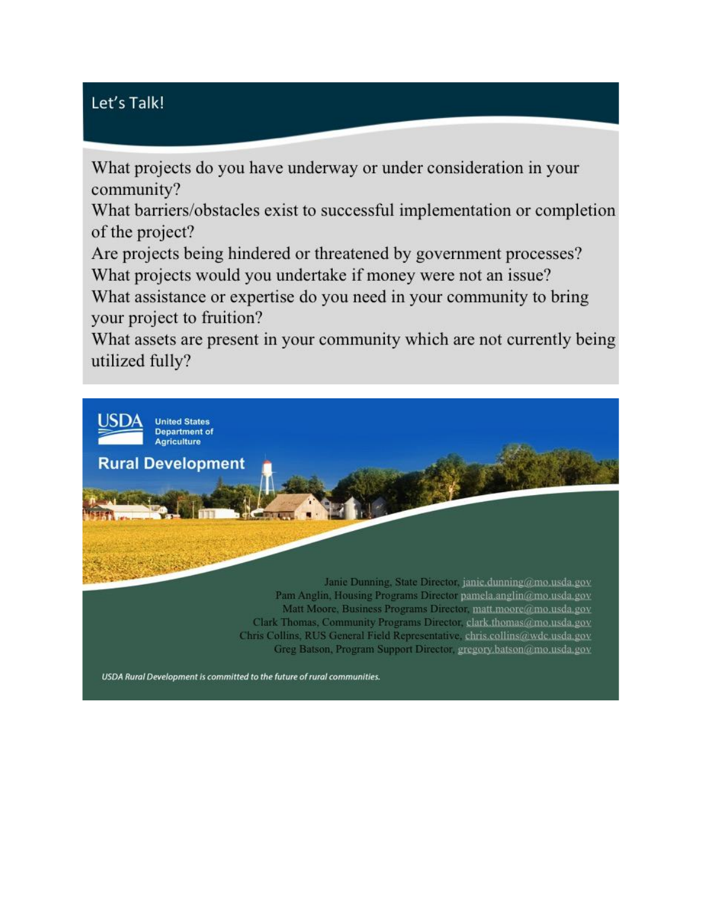## Let's Talk!

What projects do you have underway or under consideration in your community?

What barriers/obstacles exist to successful implementation or completion of the project?

Are projects being hindered or threatened by government processes?

What projects would you undertake if money were not an issue?

What assistance or expertise do you need in your community to bring your project to fruition?

What assets are present in your community which are not currently being utilized fully?

USDA United States Department of Agriculture

**Rural Development**

Janie Dunning, State Director, janie.dunning@mo.usda.gov
Pam Anglin, Housing Programs Director pamela.anglin@mo.usda.gov
Matt Moore, Business Programs Director, matt.moore@mo.usda.gov
Clark Thomas, Community Programs Director, clark.thomas@mo.usda.gov
Chris Collins, RUS General Field Representative, chris.collins@wdc.usda.gov
Greg Batson, Program Support Director, gregory.batson@mo.usda.gov

*USDA Rural Development is committed to the future of rural communities.*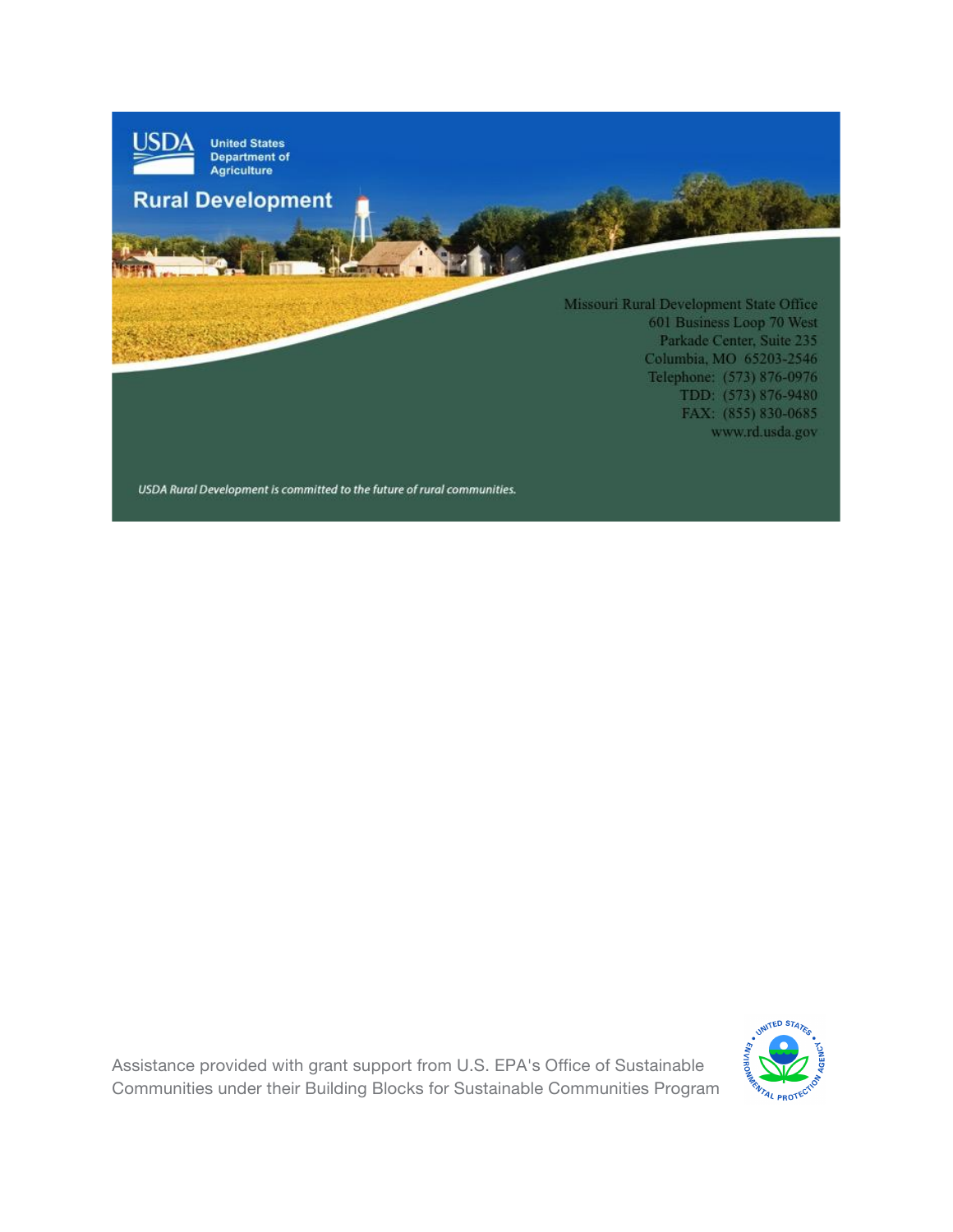USDA United States Department of Agriculture

Rural Development

Missouri Rural Development State Office
601 Business Loop 70 West
Parkade Center, Suite 235
Columbia, MO 65203-2546
Telephone: (573) 876-0976
TDD: (573) 876-9480
FAX: (855) 830-0685
www.rd.usda.gov

*USDA Rural Development is committed to the future of rural communities.*

Assistance provided with grant support from U.S. EPA's Office of Sustainable Communities under their Building Blocks for Sustainable Communities Program